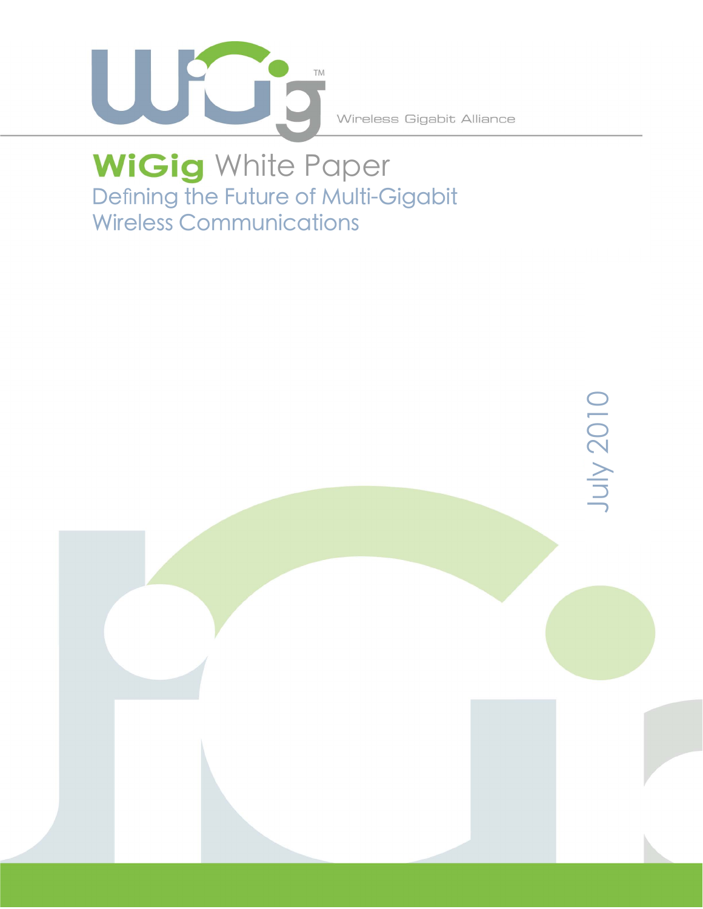Wireless Gigabit Alliance

# WiGig White Paper

## Defining the Future of Multi-Gigabit Wireless Communications

July 2010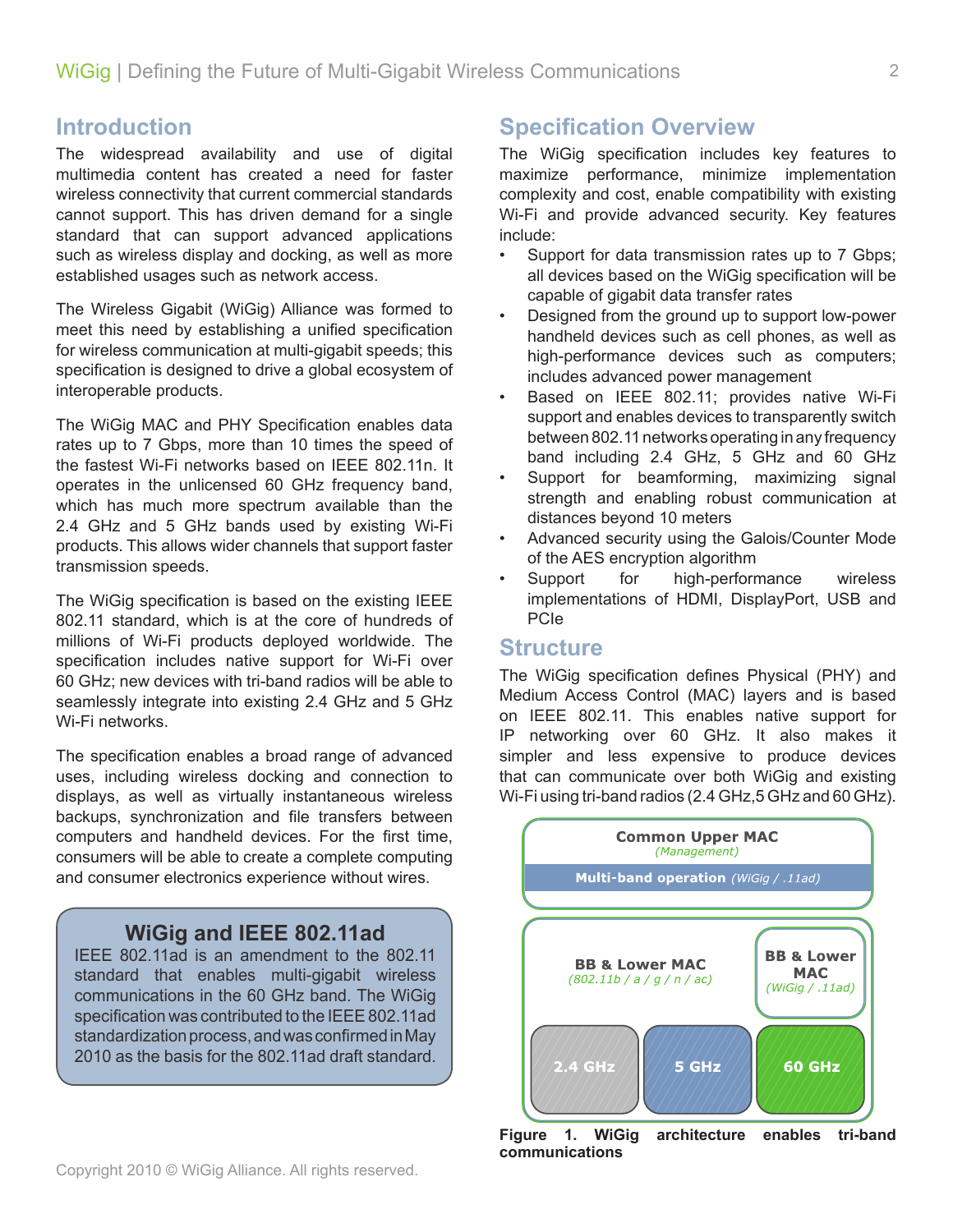## Introduction

The widespread availability and use of digital multimedia content has created a need for faster wireless connectivity that current commercial standards cannot support. This has driven demand for a single standard that can support advanced applications such as wireless display and docking, as well as more established usages such as network access.

The Wireless Gigabit (WiGig) Alliance was formed to meet this need by establishing a unified specification for wireless communication at multi-gigabit speeds; this specification is designed to drive a global ecosystem of interoperable products.

The WiGig MAC and PHY Specification enables data rates up to 7 Gbps, more than 10 times the speed of the fastest Wi-Fi networks based on IEEE 802.11n. It operates in the unlicensed 60 GHz frequency band, which has much more spectrum available than the 2.4 GHz and 5 GHz bands used by existing Wi-Fi products. This allows wider channels that support faster transmission speeds.

The WiGig specification is based on the existing IEEE 802.11 standard, which is at the core of hundreds of millions of Wi-Fi products deployed worldwide. The specification includes native support for Wi-Fi over 60 GHz; new devices with tri-band radios will be able to seamlessly integrate into existing 2.4 GHz and 5 GHz Wi-Fi networks.

The specification enables a broad range of advanced uses, including wireless docking and connection to displays, as well as virtually instantaneous wireless backups, synchronization and file transfers between computers and handheld devices. For the first time, consumers will be able to create a complete computing and consumer electronics experience without wires.

### WiGig and IEEE 802.11ad

IEEE 802.11ad is an amendment to the 802.11 standard that enables multi-gigabit wireless communications in the 60 GHz band. The WiGig specification was contributed to the IEEE 802.11ad standardization process, and was confirmed in May 2010 as the basis for the 802.11ad draft standard.

## Specification Overview

The WiGig specification includes key features to maximize performance, minimize implementation complexity and cost, enable compatibility with existing Wi-Fi and provide advanced security. Key features include:

- Support for data transmission rates up to 7 Gbps; all devices based on the WiGig specification will be capable of gigabit data transfer rates
- Designed from the ground up to support low-power handheld devices such as cell phones, as well as high-performance devices such as computers; includes advanced power management
- Based on IEEE 802.11; provides native Wi-Fi support and enables devices to transparently switch between 802.11 networks operating in any frequency band including 2.4 GHz, 5 GHz and 60 GHz
- Support for beamforming, maximizing signal strength and enabling robust communication at distances beyond 10 meters
- Advanced security using the Galois/Counter Mode of the AES encryption algorithm
- Support for high-performance wireless implementations of HDMI, DisplayPort, USB and PCIe

## Structure

The WiGig specification defines Physical (PHY) and Medium Access Control (MAC) layers and is based on IEEE 802.11. This enables native support for IP networking over 60 GHz. It also makes it simpler and less expensive to produce devices that can communicate over both WiGig and existing Wi-Fi using tri-band radios (2.4 GHz, 5 GHz and 60 GHz).

Common Upper MAC *(Management)*

Multi-band operation *(WiGig / .11ad)*

BB & Lower MAC *(802.11b / a / g / n / ac)* | BB & Lower MAC *(WiGig / .11ad)*

2.4 GHz | 5 GHz | 60 GHz

**Figure 1. WiGig architecture enables tri-band communications**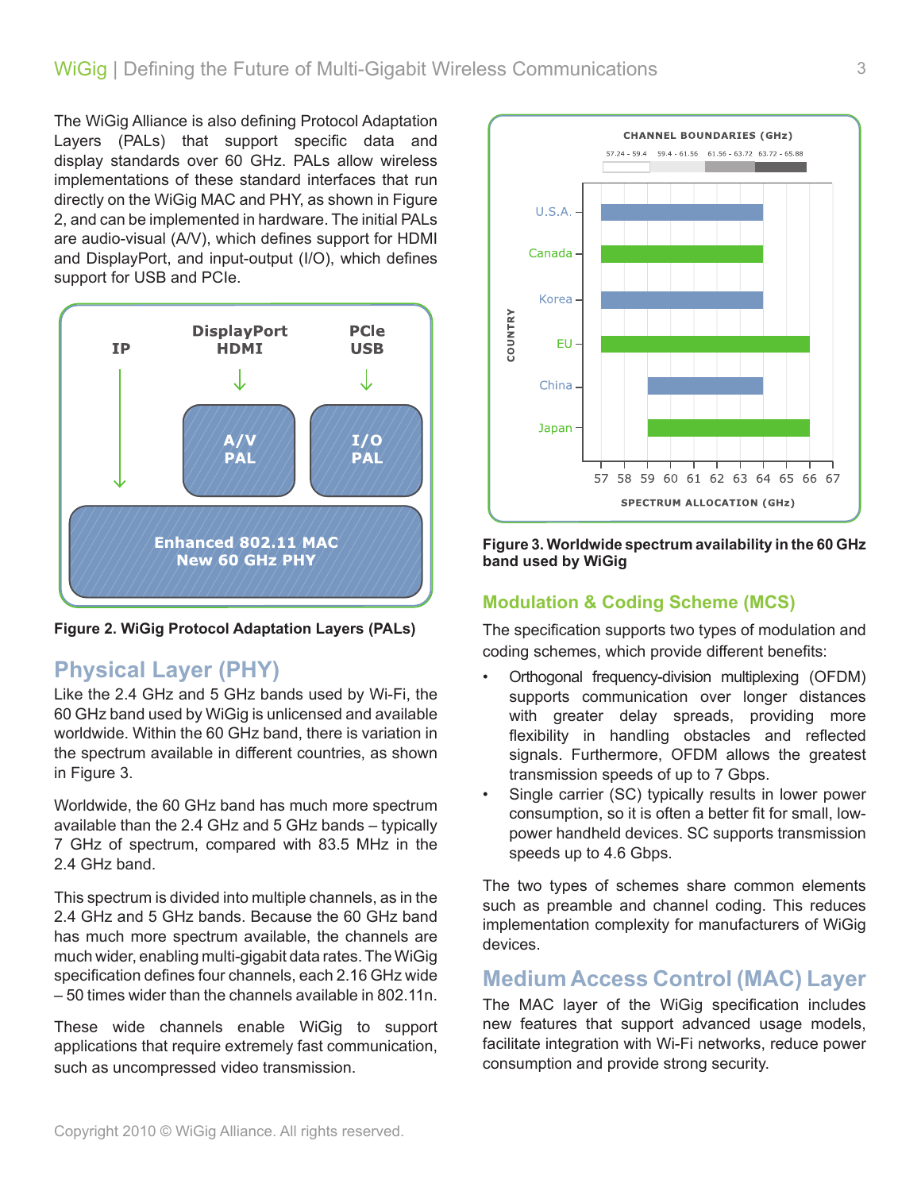The WiGig Alliance is also defining Protocol Adaptation Layers (PALs) that support specific data and display standards over 60 GHz. PALs allow wireless implementations of these standard interfaces that run directly on the WiGig MAC and PHY, as shown in Figure 2, and can be implemented in hardware. The initial PALs are audio-visual (A/V), which defines support for HDMI and DisplayPort, and input-output (I/O), which defines support for USB and PCIe.

**Figure 2. WiGig Protocol Adaptation Layers (PALs)**

## Physical Layer (PHY)

Like the 2.4 GHz and 5 GHz bands used by Wi-Fi, the 60 GHz band used by WiGig is unlicensed and available worldwide. Within the 60 GHz band, there is variation in the spectrum available in different countries, as shown in Figure 3.

Worldwide, the 60 GHz band has much more spectrum available than the 2.4 GHz and 5 GHz bands – typically 7 GHz of spectrum, compared with 83.5 MHz in the 2.4 GHz band.

This spectrum is divided into multiple channels, as in the 2.4 GHz and 5 GHz bands. Because the 60 GHz band has much more spectrum available, the channels are much wider, enabling multi-gigabit data rates. The WiGig specification defines four channels, each 2.16 GHz wide – 50 times wider than the channels available in 802.11n.

These wide channels enable WiGig to support applications that require extremely fast communication, such as uncompressed video transmission.

**Figure 3. Worldwide spectrum availability in the 60 GHz band used by WiGig**

## Modulation & Coding Scheme (MCS)

The specification supports two types of modulation and coding schemes, which provide different benefits:

- Orthogonal frequency-division multiplexing (OFDM) supports communication over longer distances with greater delay spreads, providing more flexibility in handling obstacles and reflected signals. Furthermore, OFDM allows the greatest transmission speeds of up to 7 Gbps.
- Single carrier (SC) typically results in lower power consumption, so it is often a better fit for small, low-power handheld devices. SC supports transmission speeds up to 4.6 Gbps.

The two types of schemes share common elements such as preamble and channel coding. This reduces implementation complexity for manufacturers of WiGig devices.

## Medium Access Control (MAC) Layer

The MAC layer of the WiGig specification includes new features that support advanced usage models, facilitate integration with Wi-Fi networks, reduce power consumption and provide strong security.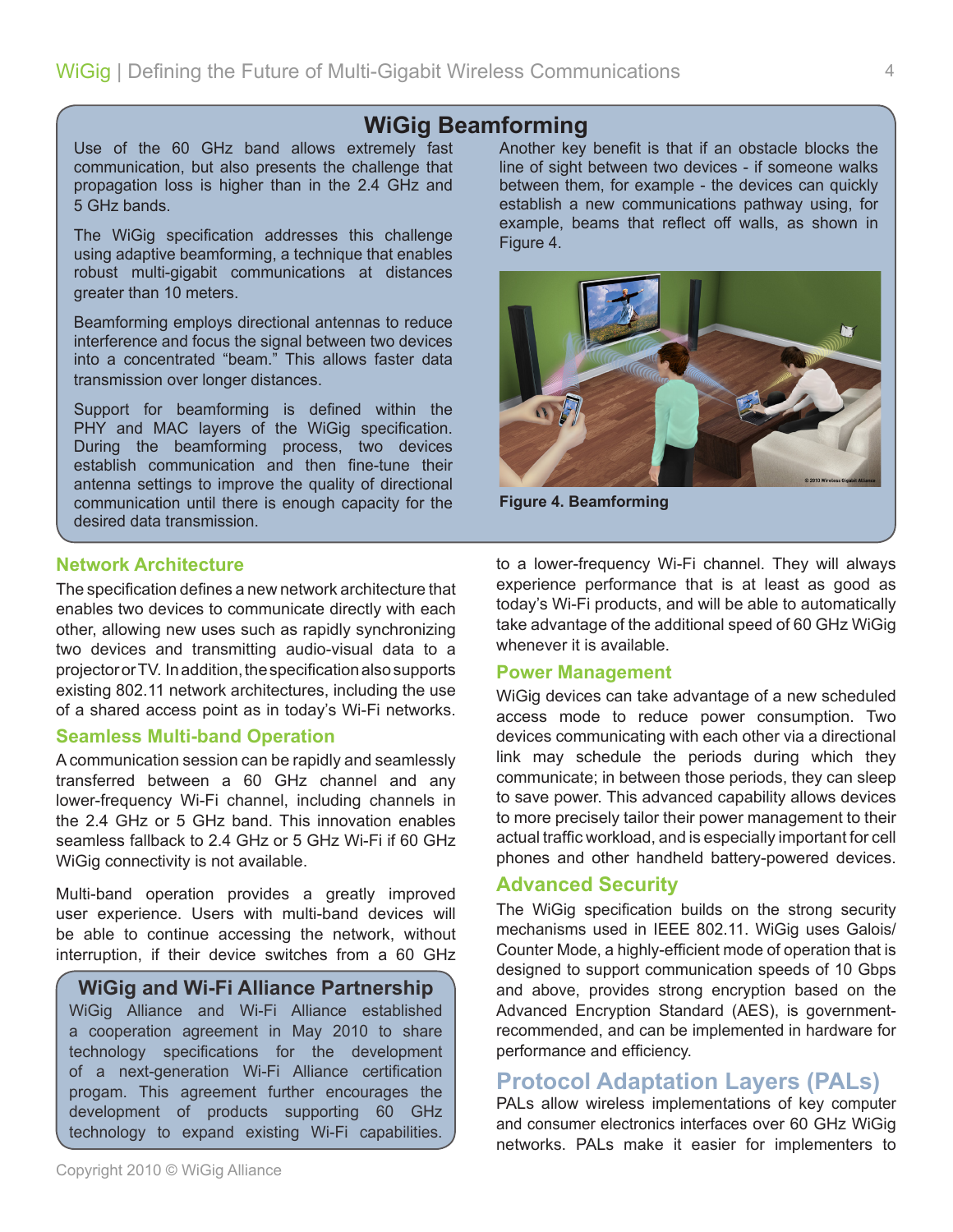## WiGig Beamforming

Use of the 60 GHz band allows extremely fast communication, but also presents the challenge that propagation loss is higher than in the 2.4 GHz and 5 GHz bands.

The WiGig specification addresses this challenge using adaptive beamforming, a technique that enables robust multi-gigabit communications at distances greater than 10 meters.

Beamforming employs directional antennas to reduce interference and focus the signal between two devices into a concentrated "beam." This allows faster data transmission over longer distances.

Support for beamforming is defined within the PHY and MAC layers of the WiGig specification. During the beamforming process, two devices establish communication and then fine-tune their antenna settings to improve the quality of directional communication until there is enough capacity for the desired data transmission.

Another key benefit is that if an obstacle blocks the line of sight between two devices - if someone walks between them, for example - the devices can quickly establish a new communications pathway using, for example, beams that reflect off walls, as shown in Figure 4.

**Figure 4. Beamforming**

### Network Architecture

The specification defines a new network architecture that enables two devices to communicate directly with each other, allowing new uses such as rapidly synchronizing two devices and transmitting audio-visual data to a projector or TV. In addition, the specification also supports existing 802.11 network architectures, including the use of a shared access point as in today's Wi-Fi networks.

### Seamless Multi-band Operation

A communication session can be rapidly and seamlessly transferred between a 60 GHz channel and any lower-frequency Wi-Fi channel, including channels in the 2.4 GHz or 5 GHz band. This innovation enables seamless fallback to 2.4 GHz or 5 GHz Wi-Fi if 60 GHz WiGig connectivity is not available.

Multi-band operation provides a greatly improved user experience. Users with multi-band devices will be able to continue accessing the network, without interruption, if their device switches from a 60 GHz to a lower-frequency Wi-Fi channel. They will always experience performance that is at least as good as today's Wi-Fi products, and will be able to automatically take advantage of the additional speed of 60 GHz WiGig whenever it is available.

## WiGig and Wi-Fi Alliance Partnership

WiGig Alliance and Wi-Fi Alliance established a cooperation agreement in May 2010 to share technology specifications for the development of a next-generation Wi-Fi Alliance certification progam. This agreement further encourages the development of products supporting 60 GHz technology to expand existing Wi-Fi capabilities.

### Power Management

WiGig devices can take advantage of a new scheduled access mode to reduce power consumption. Two devices communicating with each other via a directional link may schedule the periods during which they communicate; in between those periods, they can sleep to save power. This advanced capability allows devices to more precisely tailor their power management to their actual traffic workload, and is especially important for cell phones and other handheld battery-powered devices.

### Advanced Security

The WiGig specification builds on the strong security mechanisms used in IEEE 802.11. WiGig uses Galois/Counter Mode, a highly-efficient mode of operation that is designed to support communication speeds of 10 Gbps and above, provides strong encryption based on the Advanced Encryption Standard (AES), is government-recommended, and can be implemented in hardware for performance and efficiency.

### Protocol Adaptation Layers (PALs)

PALs allow wireless implementations of key computer and consumer electronics interfaces over 60 GHz WiGig networks. PALs make it easier for implementers to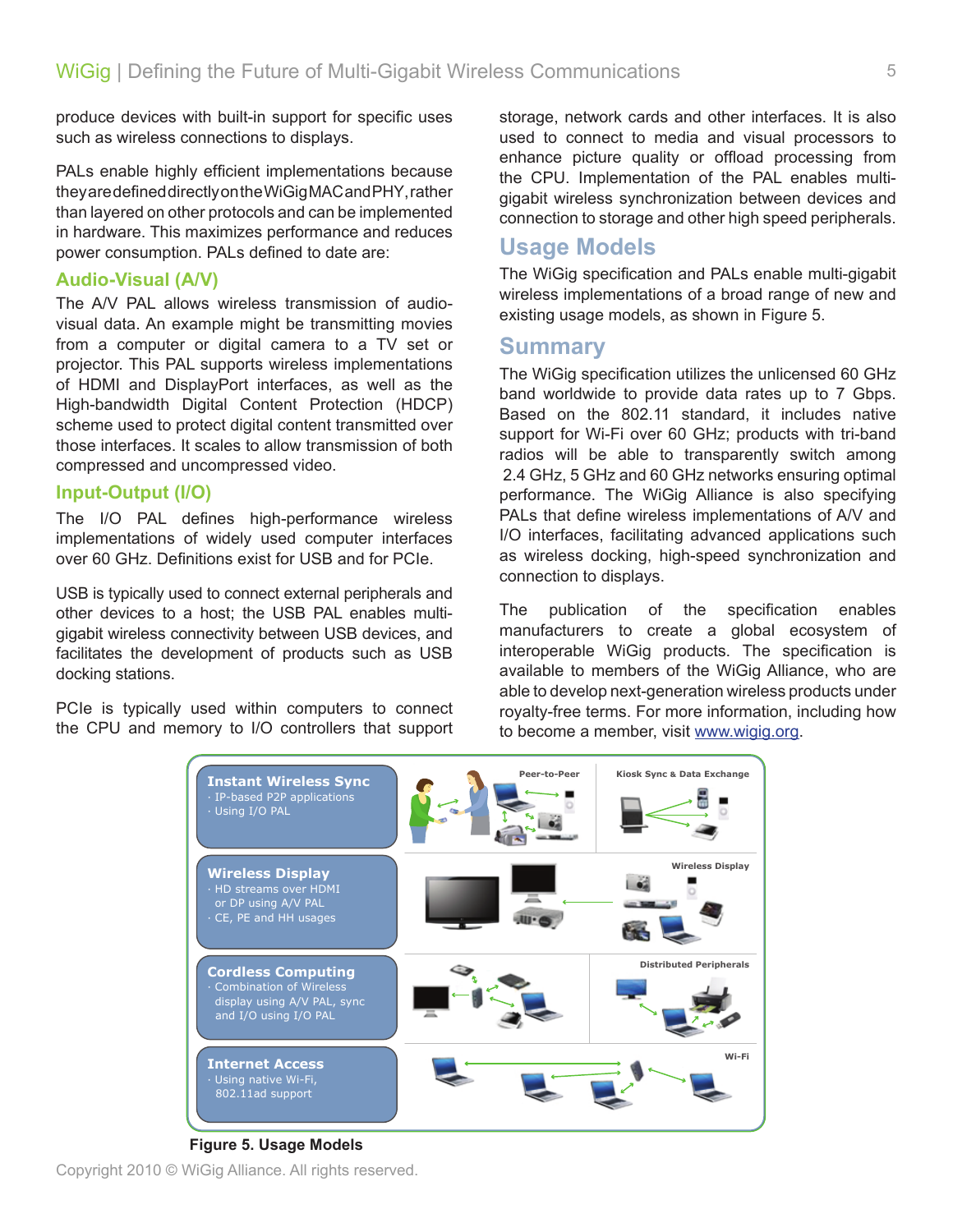produce devices with built-in support for specific uses such as wireless connections to displays.

PALs enable highly efficient implementations because they are defined directly on the WiGig MAC and PHY, rather than layered on other protocols and can be implemented in hardware. This maximizes performance and reduces power consumption. PALs defined to date are:

### Audio-Visual (A/V)

The A/V PAL allows wireless transmission of audio-visual data. An example might be transmitting movies from a computer or digital camera to a TV set or projector. This PAL supports wireless implementations of HDMI and DisplayPort interfaces, as well as the High-bandwidth Digital Content Protection (HDCP) scheme used to protect digital content transmitted over those interfaces. It scales to allow transmission of both compressed and uncompressed video.

### Input-Output (I/O)

The I/O PAL defines high-performance wireless implementations of widely used computer interfaces over 60 GHz. Definitions exist for USB and for PCIe.

USB is typically used to connect external peripherals and other devices to a host; the USB PAL enables multi-gigabit wireless connectivity between USB devices, and facilitates the development of products such as USB docking stations.

PCIe is typically used within computers to connect the CPU and memory to I/O controllers that support storage, network cards and other interfaces. It is also used to connect to media and visual processors to enhance picture quality or offload processing from the CPU. Implementation of the PAL enables multi-gigabit wireless synchronization between devices and connection to storage and other high speed peripherals.

## Usage Models

The WiGig specification and PALs enable multi-gigabit wireless implementations of a broad range of new and existing usage models, as shown in Figure 5.

## Summary

The WiGig specification utilizes the unlicensed 60 GHz band worldwide to provide data rates up to 7 Gbps. Based on the 802.11 standard, it includes native support for Wi-Fi over 60 GHz; products with tri-band radios will be able to transparently switch among 2.4 GHz, 5 GHz and 60 GHz networks ensuring optimal performance. The WiGig Alliance is also specifying PALs that define wireless implementations of A/V and I/O interfaces, facilitating advanced applications such as wireless docking, high-speed synchronization and connection to displays.

The publication of the specification enables manufacturers to create a global ecosystem of interoperable WiGig products. The specification is available to members of the WiGig Alliance, who are able to develop next-generation wireless products under royalty-free terms. For more information, including how to become a member, visit www.wigig.org.

**Instant Wireless Sync**
· IP-based P2P applications
· Using I/O PAL

Peer-to-Peer

Kiosk Sync & Data Exchange

**Wireless Display**
· HD streams over HDMI or DP using A/V PAL
· CE, PE and HH usages

Wireless Display

**Cordless Computing**
· Combination of Wireless display using A/V PAL, sync and I/O using I/O PAL

Distributed Peripherals

**Internet Access**
· Using native Wi-Fi, 802.11ad support

Wi-Fi

**Figure 5. Usage Models**

Copyright 2010 © WiGig Alliance. All rights reserved.